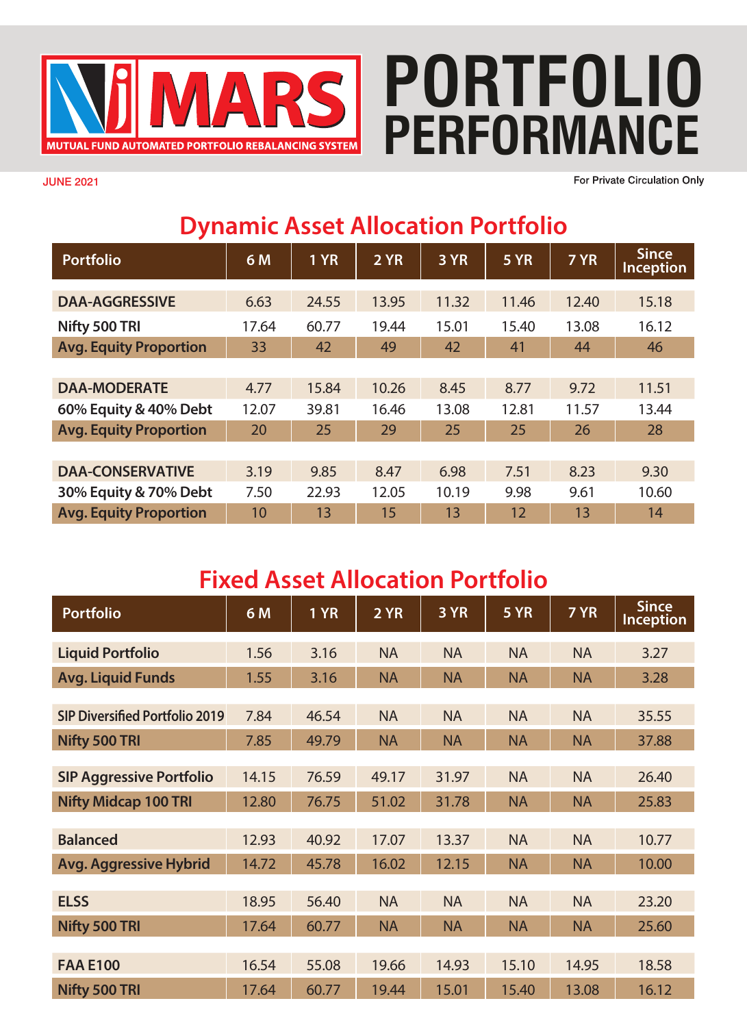# NJ MARS PORTFOLIO PERFORMANCE

MUTUAL FUND AUTOMATED PORTFOLIO REBALANCING SYSTEM

JUNE 2021

For Private Circulation Only

## Dynamic Asset Allocation Portfolio

| Portfolio | 6 M | 1 YR | 2 YR | 3 YR | 5 YR | 7 YR | Since Inception |
|---|---|---|---|---|---|---|---|
| **DAA-AGGRESSIVE** | 6.63 | 24.55 | 13.95 | 11.32 | 11.46 | 12.40 | 15.18 |
| **Nifty 500 TRI** | 17.64 | 60.77 | 19.44 | 15.01 | 15.40 | 13.08 | 16.12 |
| **Avg. Equity Proportion** | 33 | 42 | 49 | 42 | 41 | 44 | 46 |
| **DAA-MODERATE** | 4.77 | 15.84 | 10.26 | 8.45 | 8.77 | 9.72 | 11.51 |
| **60% Equity & 40% Debt** | 12.07 | 39.81 | 16.46 | 13.08 | 12.81 | 11.57 | 13.44 |
| **Avg. Equity Proportion** | 20 | 25 | 29 | 25 | 25 | 26 | 28 |
| **DAA-CONSERVATIVE** | 3.19 | 9.85 | 8.47 | 6.98 | 7.51 | 8.23 | 9.30 |
| **30% Equity & 70% Debt** | 7.50 | 22.93 | 12.05 | 10.19 | 9.98 | 9.61 | 10.60 |
| **Avg. Equity Proportion** | 10 | 13 | 15 | 13 | 12 | 13 | 14 |

## Fixed Asset Allocation Portfolio

| Portfolio | 6 M | 1 YR | 2 YR | 3 YR | 5 YR | 7 YR | Since Inception |
|---|---|---|---|---|---|---|---|
| **Liquid Portfolio** | 1.56 | 3.16 | NA | NA | NA | NA | 3.27 |
| **Avg. Liquid Funds** | 1.55 | 3.16 | NA | NA | NA | NA | 3.28 |
| **SIP Diversified Portfolio 2019** | 7.84 | 46.54 | NA | NA | NA | NA | 35.55 |
| **Nifty 500 TRI** | 7.85 | 49.79 | NA | NA | NA | NA | 37.88 |
| **SIP Aggressive Portfolio** | 14.15 | 76.59 | 49.17 | 31.97 | NA | NA | 26.40 |
| **Nifty Midcap 100 TRI** | 12.80 | 76.75 | 51.02 | 31.78 | NA | NA | 25.83 |
| **Balanced** | 12.93 | 40.92 | 17.07 | 13.37 | NA | NA | 10.77 |
| **Avg. Aggressive Hybrid** | 14.72 | 45.78 | 16.02 | 12.15 | NA | NA | 10.00 |
| **ELSS** | 18.95 | 56.40 | NA | NA | NA | NA | 23.20 |
| **Nifty 500 TRI** | 17.64 | 60.77 | NA | NA | NA | NA | 25.60 |
| **FAA E100** | 16.54 | 55.08 | 19.66 | 14.93 | 15.10 | 14.95 | 18.58 |
| **Nifty 500 TRI** | 17.64 | 60.77 | 19.44 | 15.01 | 15.40 | 13.08 | 16.12 |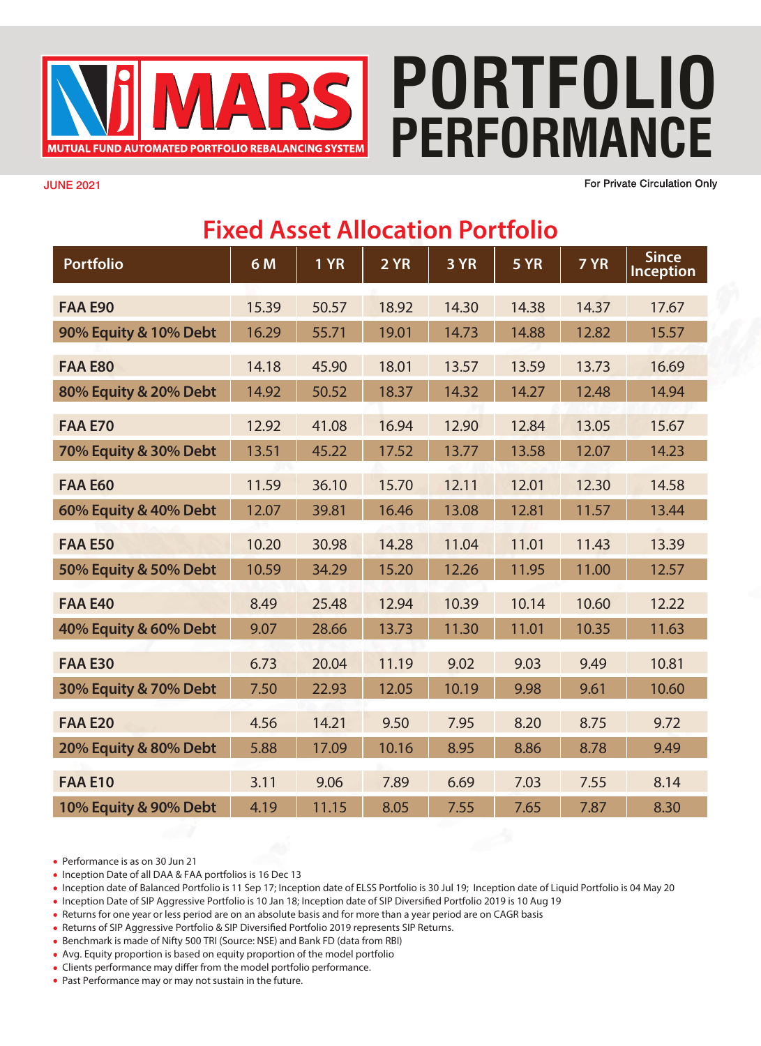# MARS PORTFOLIO PERFORMANCE

MUTUAL FUND AUTOMATED PORTFOLIO REBALANCING SYSTEM

JUNE 2021

For Private Circulation Only

## Fixed Asset Allocation Portfolio

| Portfolio | 6 M | 1 YR | 2 YR | 3 YR | 5 YR | 7 YR | Since Inception |
|---|---|---|---|---|---|---|---|
| **FAA E90** | 15.39 | 50.57 | 18.92 | 14.30 | 14.38 | 14.37 | 17.67 |
| **90% Equity & 10% Debt** | 16.29 | 55.71 | 19.01 | 14.73 | 14.88 | 12.82 | 15.57 |
| **FAA E80** | 14.18 | 45.90 | 18.01 | 13.57 | 13.59 | 13.73 | 16.69 |
| **80% Equity & 20% Debt** | 14.92 | 50.52 | 18.37 | 14.32 | 14.27 | 12.48 | 14.94 |
| **FAA E70** | 12.92 | 41.08 | 16.94 | 12.90 | 12.84 | 13.05 | 15.67 |
| **70% Equity & 30% Debt** | 13.51 | 45.22 | 17.52 | 13.77 | 13.58 | 12.07 | 14.23 |
| **FAA E60** | 11.59 | 36.10 | 15.70 | 12.11 | 12.01 | 12.30 | 14.58 |
| **60% Equity & 40% Debt** | 12.07 | 39.81 | 16.46 | 13.08 | 12.81 | 11.57 | 13.44 |
| **FAA E50** | 10.20 | 30.98 | 14.28 | 11.04 | 11.01 | 11.43 | 13.39 |
| **50% Equity & 50% Debt** | 10.59 | 34.29 | 15.20 | 12.26 | 11.95 | 11.00 | 12.57 |
| **FAA E40** | 8.49 | 25.48 | 12.94 | 10.39 | 10.14 | 10.60 | 12.22 |
| **40% Equity & 60% Debt** | 9.07 | 28.66 | 13.73 | 11.30 | 11.01 | 10.35 | 11.63 |
| **FAA E30** | 6.73 | 20.04 | 11.19 | 9.02 | 9.03 | 9.49 | 10.81 |
| **30% Equity & 70% Debt** | 7.50 | 22.93 | 12.05 | 10.19 | 9.98 | 9.61 | 10.60 |
| **FAA E20** | 4.56 | 14.21 | 9.50 | 7.95 | 8.20 | 8.75 | 9.72 |
| **20% Equity & 80% Debt** | 5.88 | 17.09 | 10.16 | 8.95 | 8.86 | 8.78 | 9.49 |
| **FAA E10** | 3.11 | 9.06 | 7.89 | 6.69 | 7.03 | 7.55 | 8.14 |
| **10% Equity & 90% Debt** | 4.19 | 11.15 | 8.05 | 7.55 | 7.65 | 7.87 | 8.30 |

- Performance is as on 30 Jun 21
- Inception Date of all DAA & FAA portfolios is 16 Dec 13
- Inception date of Balanced Portfolio is 11 Sep 17; Inception date of ELSS Portfolio is 30 Jul 19; Inception date of Liquid Portfolio is 04 May 20
- Inception Date of SIP Aggressive Portfolio is 10 Jan 18; Inception date of SIP Diversified Portfolio 2019 is 10 Aug 19
- Returns for one year or less period are on an absolute basis and for more than a year period are on CAGR basis
- Returns of SIP Aggressive Portfolio & SIP Diversified Portfolio 2019 represents SIP Returns.
- Benchmark is made of Nifty 500 TRI (Source: NSE) and Bank FD (data from RBI)
- Avg. Equity proportion is based on equity proportion of the model portfolio
- Clients performance may differ from the model portfolio performance.
- Past Performance may or may not sustain in the future.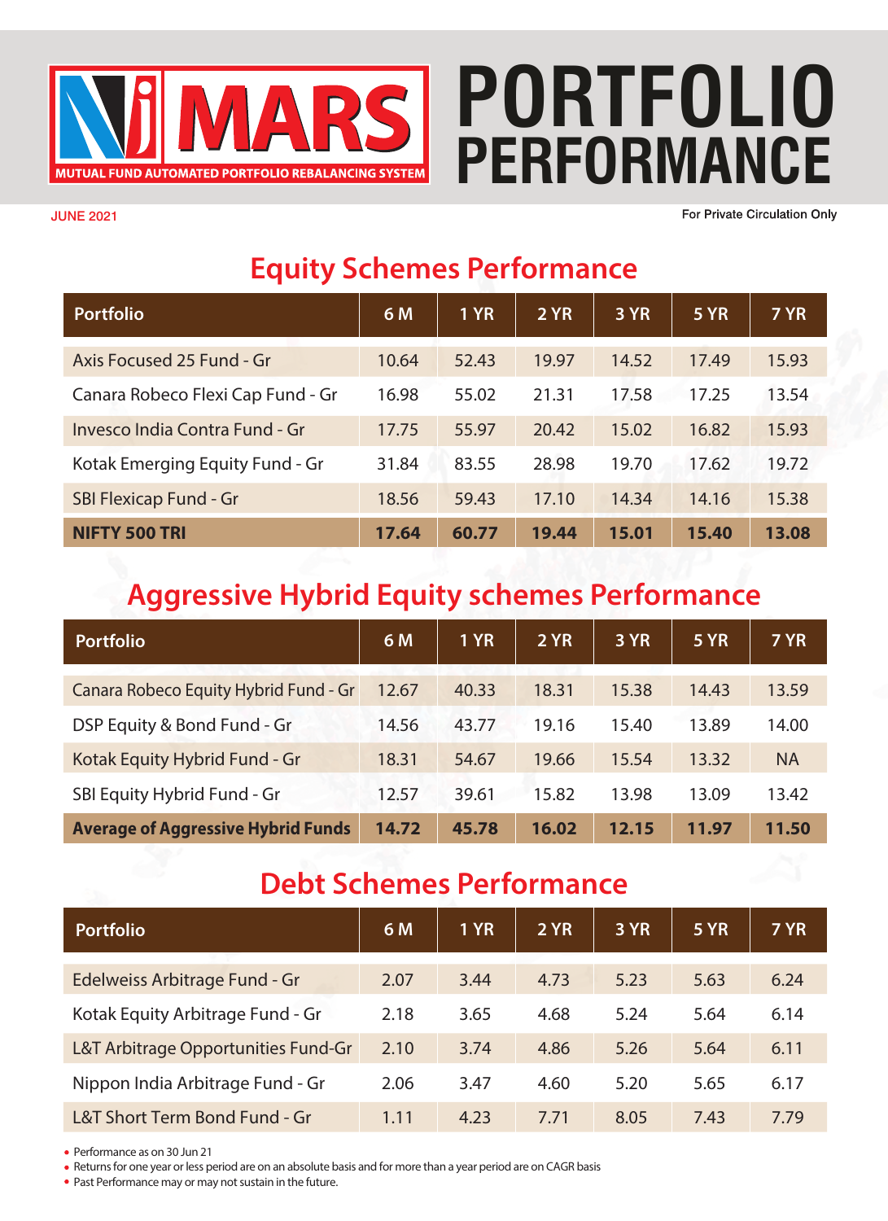# NJ MARS — PORTFOLIO PERFORMANCE

MUTUAL FUND AUTOMATED PORTFOLIO REBALANCING SYSTEM

JUNE 2021

For Private Circulation Only

## Equity Schemes Performance

| Portfolio | 6 M | 1 YR | 2 YR | 3 YR | 5 YR | 7 YR |
|---|---|---|---|---|---|---|
| Axis Focused 25 Fund - Gr | 10.64 | 52.43 | 19.97 | 14.52 | 17.49 | 15.93 |
| Canara Robeco Flexi Cap Fund - Gr | 16.98 | 55.02 | 21.31 | 17.58 | 17.25 | 13.54 |
| Invesco India Contra Fund - Gr | 17.75 | 55.97 | 20.42 | 15.02 | 16.82 | 15.93 |
| Kotak Emerging Equity Fund - Gr | 31.84 | 83.55 | 28.98 | 19.70 | 17.62 | 19.72 |
| SBI Flexicap Fund - Gr | 18.56 | 59.43 | 17.10 | 14.34 | 14.16 | 15.38 |
| **NIFTY 500 TRI** | **17.64** | **60.77** | **19.44** | **15.01** | **15.40** | **13.08** |

## Aggressive Hybrid Equity schemes Performance

| Portfolio | 6 M | 1 YR | 2 YR | 3 YR | 5 YR | 7 YR |
|---|---|---|---|---|---|---|
| Canara Robeco Equity Hybrid Fund - Gr | 12.67 | 40.33 | 18.31 | 15.38 | 14.43 | 13.59 |
| DSP Equity & Bond Fund - Gr | 14.56 | 43.77 | 19.16 | 15.40 | 13.89 | 14.00 |
| Kotak Equity Hybrid Fund - Gr | 18.31 | 54.67 | 19.66 | 15.54 | 13.32 | NA |
| SBI Equity Hybrid Fund - Gr | 12.57 | 39.61 | 15.82 | 13.98 | 13.09 | 13.42 |
| **Average of Aggressive Hybrid Funds** | **14.72** | **45.78** | **16.02** | **12.15** | **11.97** | **11.50** |

## Debt Schemes Performance

| Portfolio | 6 M | 1 YR | 2 YR | 3 YR | 5 YR | 7 YR |
|---|---|---|---|---|---|---|
| Edelweiss Arbitrage Fund - Gr | 2.07 | 3.44 | 4.73 | 5.23 | 5.63 | 6.24 |
| Kotak Equity Arbitrage Fund - Gr | 2.18 | 3.65 | 4.68 | 5.24 | 5.64 | 6.14 |
| L&T Arbitrage Opportunities Fund-Gr | 2.10 | 3.74 | 4.86 | 5.26 | 5.64 | 6.11 |
| Nippon India Arbitrage Fund - Gr | 2.06 | 3.47 | 4.60 | 5.20 | 5.65 | 6.17 |
| L&T Short Term Bond Fund - Gr | 1.11 | 4.23 | 7.71 | 8.05 | 7.43 | 7.79 |

- Performance as on 30 Jun 21
- Returns for one year or less period are on an absolute basis and for more than a year period are on CAGR basis
- Past Performance may or may not sustain in the future.